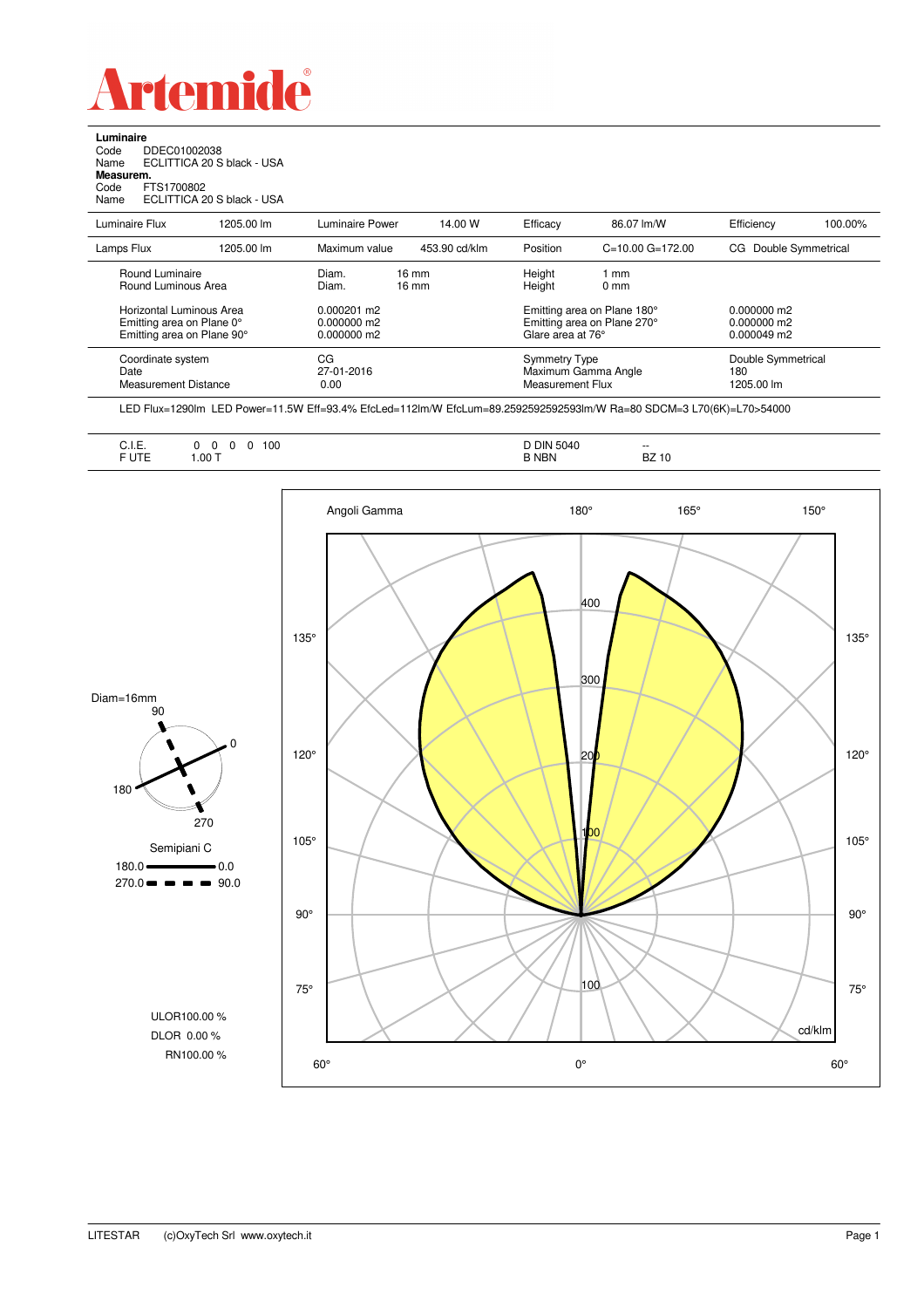# Artemide

**Luminaire**
Code DDEC01002038
Name ECLITTICA 20 S black - USA
**Measurem.**
Code FTS1700802
Name ECLITTICA 20 S black - USA

| Luminaire Flux | 1205.00 lm | Luminaire Power | 14.00 W | Efficacy | 86.07 lm/W | Efficiency | 100.00% |
|---|---|---|---|---|---|---|---|
| Lamps Flux | 1205.00 lm | Maximum value | 453.90 cd/klm | Position | C=10.00 G=172.00 | CG Double Symmetrical | |

| | | | |
|---|---|---|---|
| Round Luminaire | Diam. 16 mm | Height 1 mm | |
| Round Luminous Area | Diam. 16 mm | Height 0 mm | |
| Horizontal Luminous Area | 0.000201 m2 | Emitting area on Plane 180° | 0.000000 m2 |
| Emitting area on Plane 0° | 0.000000 m2 | Emitting area on Plane 270° | 0.000000 m2 |
| Emitting area on Plane 90° | 0.000000 m2 | Glare area at 76° | 0.000049 m2 |

| | | | |
|---|---|---|---|
| Coordinate system | CG | Symmetry Type | Double Symmetrical |
| Date | 27-01-2016 | Maximum Gamma Angle | 180 |
| Measurement Distance | 0.00 | Measurement Flux | 1205.00 lm |

LED Flux=1290lm LED Power=11.5W Eff=93.4% EfcLed=112lm/W EfcLum=89.2592592592593lm/W Ra=80 SDCM=3 L70(6K)=L70>54000

| | | | |
|---|---|---|---|
| C.I.E. | 0 0 0 0 100 | D DIN 5040 | -- |
| F UTE | 1.00 T | B NBN | BZ 10 |

Diam=16mm

Semipiani C
180.0 — 0.0
270.0 - - - 90.0

ULOR100.00 %
DLOR 0.00 %
RN100.00 %

Angoli Gamma

cd/klm

LITESTAR (c)OxyTech Srl www.oxytech.it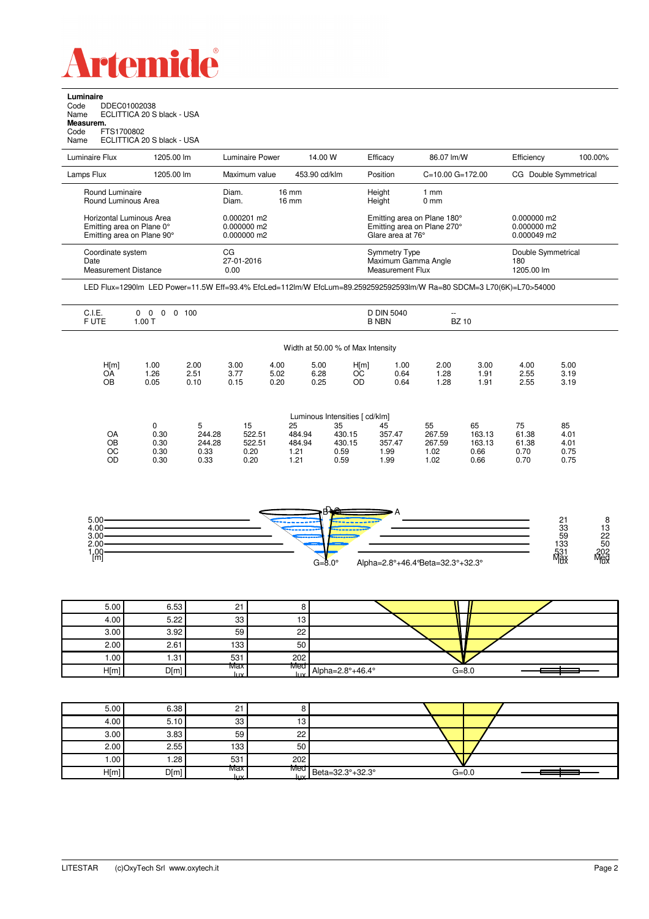# Artemide

**Luminaire**

Code DDEC01002038

Name ECLITTICA 20 S black - USA

**Measurem.**

Code FTS1700802

Name ECLITTICA 20 S black - USA

| | | | | | | | |
|---|---|---|---|---|---|---|---|
| Luminaire Flux | 1205.00 lm | Luminaire Power | 14.00 W | Efficacy | 86.07 lm/W | Efficiency | 100.00% |
| Lamps Flux | 1205.00 lm | Maximum value | 453.90 cd/klm | Position | C=10.00 G=172.00 | CG | Double Symmetrical |

| | | | | | |
|---|---|---|---|---|---|
| Round Luminaire | Diam. | 16 mm | Height | 1 mm | |
| Round Luminous Area | Diam. | 16 mm | Height | 0 mm | |
| Horizontal Luminous Area | 0.000201 m2 | | Emitting area on Plane 180° | 0.000000 m2 | |
| Emitting area on Plane 0° | 0.000000 m2 | | Emitting area on Plane 270° | 0.000000 m2 | |
| Emitting area on Plane 90° | 0.000000 m2 | | Glare area at 76° | 0.000049 m2 | |

| | | | |
|---|---|---|---|
| Coordinate system | CG | Symmetry Type | Double Symmetrical |
| Date | 27-01-2016 | Maximum Gamma Angle | 180 |
| Measurement Distance | 0.00 | Measurement Flux | 1205.00 lm |

LED Flux=1290lm LED Power=11.5W Eff=93.4% EfcLed=112lm/W EfcLum=89.2592592592593lm/W Ra=80 SDCM=3 L70(6K)=L70>54000

| | | | |
|---|---|---|---|
| C.I.E. | 0 0 0 0 100 | D DIN 5040 | -- |
| F UTE | 1.00 T | B NBN | BZ 10 |

Width at 50.00 % of Max Intensity

| H[m] | 1.00 | 2.00 | 3.00 | 4.00 | 5.00 | H[m] | 1.00 | 2.00 | 3.00 | 4.00 | 5.00 |
|---|---|---|---|---|---|---|---|---|---|---|---|
| OA | 1.26 | 2.51 | 3.77 | 5.02 | 6.28 | OC | 0.64 | 1.28 | 1.91 | 2.55 | 3.19 |
| OB | 0.05 | 0.10 | 0.15 | 0.20 | 0.25 | OD | 0.64 | 1.28 | 1.91 | 2.55 | 3.19 |

Luminous Intensities [ cd/klm]

| | 0 | 5 | 15 | 25 | 35 | 45 | 55 | 65 | 75 | 85 |
|---|---|---|---|---|---|---|---|---|---|---|
| OA | 0.30 | 244.28 | 522.51 | 484.94 | 430.15 | 357.47 | 267.59 | 163.13 | 61.38 | 4.01 |
| OB | 0.30 | 244.28 | 522.51 | 484.94 | 430.15 | 357.47 | 267.59 | 163.13 | 61.38 | 4.01 |
| OC | 0.30 | 0.33 | 0.20 | 1.21 | 0.59 | 1.99 | 1.02 | 0.66 | 0.70 | 0.75 |
| OD | 0.30 | 0.33 | 0.20 | 1.21 | 0.59 | 1.99 | 1.02 | 0.66 | 0.70 | 0.75 |

5.00
4.00
3.00
2.00
1.00
[m]
B D C A
G=8.0°
Alpha=2.8°+46.4° Beta=32.3°+32.3°
21 33 59 133 531 Max lux
8 13 22 50 202 Med lux

| H[m] | D[m] | Max lux | Med lux |
|---|---|---|---|
| 5.00 | 6.53 | 21 | 8 |
| 4.00 | 5.22 | 33 | 13 |
| 3.00 | 3.92 | 59 | 22 |
| 2.00 | 2.61 | 133 | 50 |
| 1.00 | 1.31 | 531 | 202 |

Alpha=2.8°+46.4° G=8.0

| H[m] | D[m] | Max lux | Med lux |
|---|---|---|---|
| 5.00 | 6.38 | 21 | 8 |
| 4.00 | 5.10 | 33 | 13 |
| 3.00 | 3.83 | 59 | 22 |
| 2.00 | 2.55 | 133 | 50 |
| 1.00 | 1.28 | 531 | 202 |

Beta=32.3°+32.3° G=0.0

LITESTAR (c)OxyTech Srl www.oxytech.it